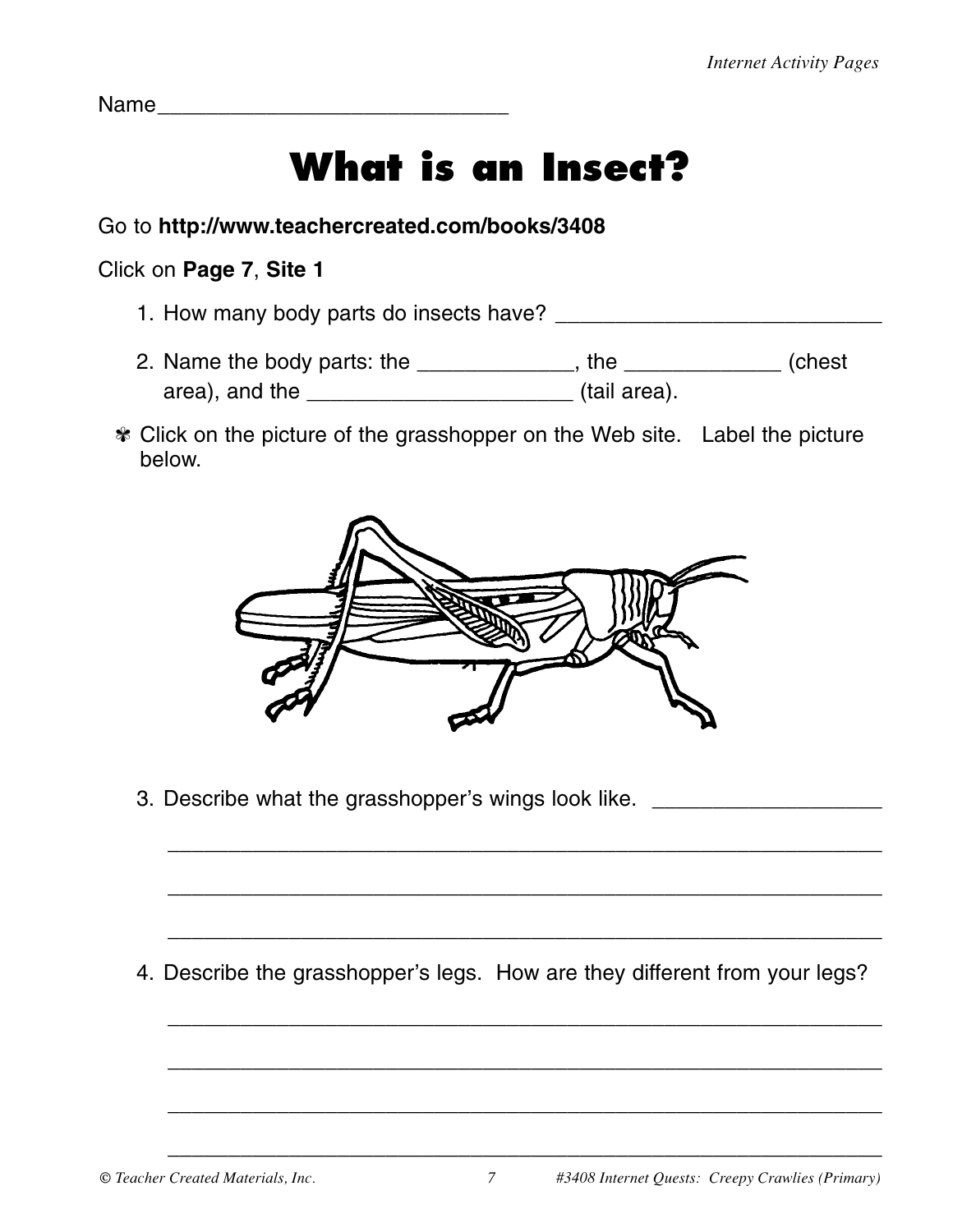Name______________________________

# What is an Insect?

Go to **http://www.teachercreated.com/books/3408**

Click on **Page 7**, **Site 1**

1. How many body parts do insects have? ____________________________

2. Name the body parts: the _____________, the _____________ (chest area), and the ______________________ (tail area).

✾ Click on the picture of the grasshopper on the Web site. Label the picture below.

3. Describe what the grasshopper's wings look like. ___________________

   ______________________________________________________________

   ______________________________________________________________

   ______________________________________________________________

4. Describe the grasshopper's legs. How are they different from your legs?

   ______________________________________________________________

   ______________________________________________________________

   ______________________________________________________________

   ______________________________________________________________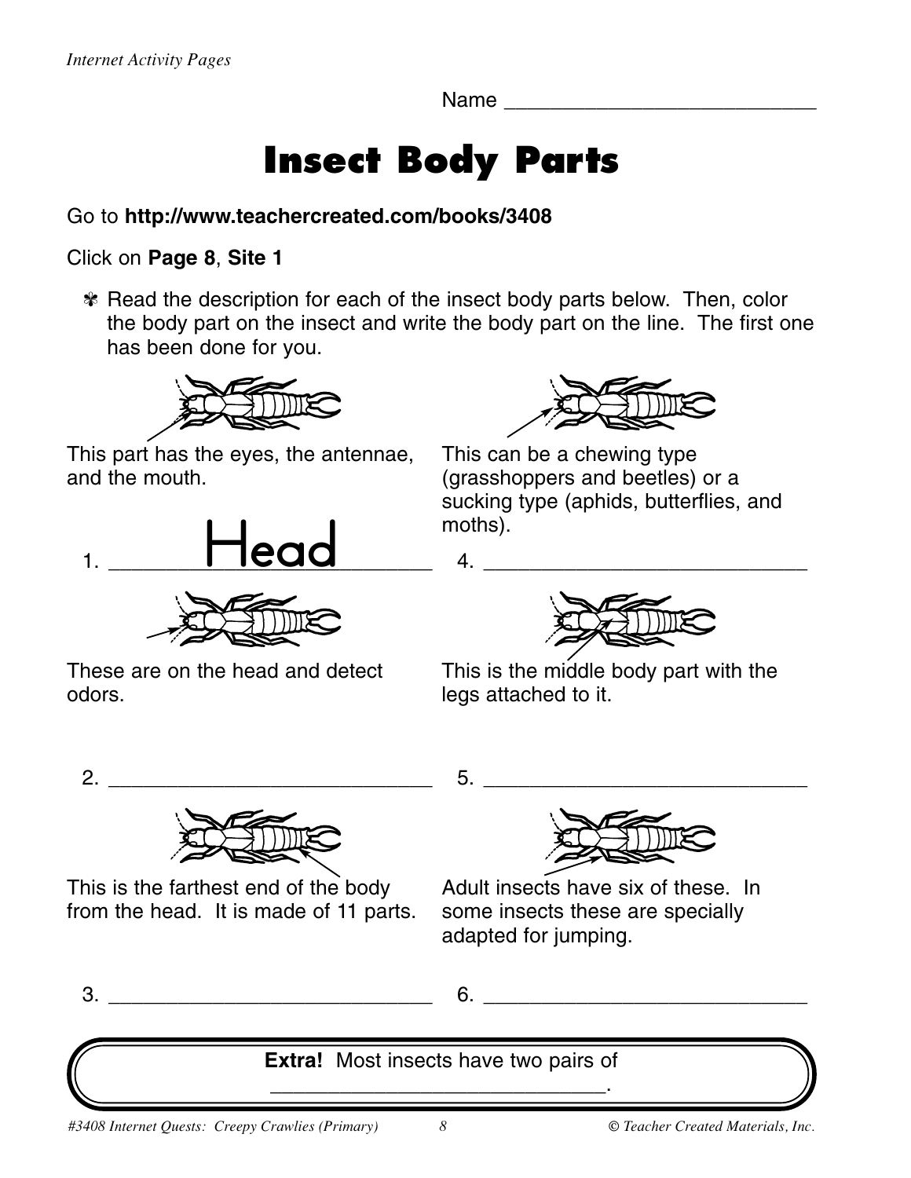Name ___________________________

# Insect Body Parts

Go to **http://www.teachercreated.com/books/3408**

Click on **Page 8**, **Site 1**

✾ Read the description for each of the insect body parts below. Then, color the body part on the insect and write the body part on the line. The first one has been done for you.

This part has the eyes, the antennae, and the mouth.

1. Head

These are on the head and detect odors.

2. ___________________________

This is the farthest end of the body from the head. It is made of 11 parts.

3. ___________________________

This can be a chewing type (grasshoppers and beetles) or a sucking type (aphids, butterflies, and moths).

4. ___________________________

This is the middle body part with the legs attached to it.

5. ___________________________

Adult insects have six of these. In some insects these are specially adapted for jumping.

6. ___________________________

**Extra!** Most insects have two pairs of ___________________________.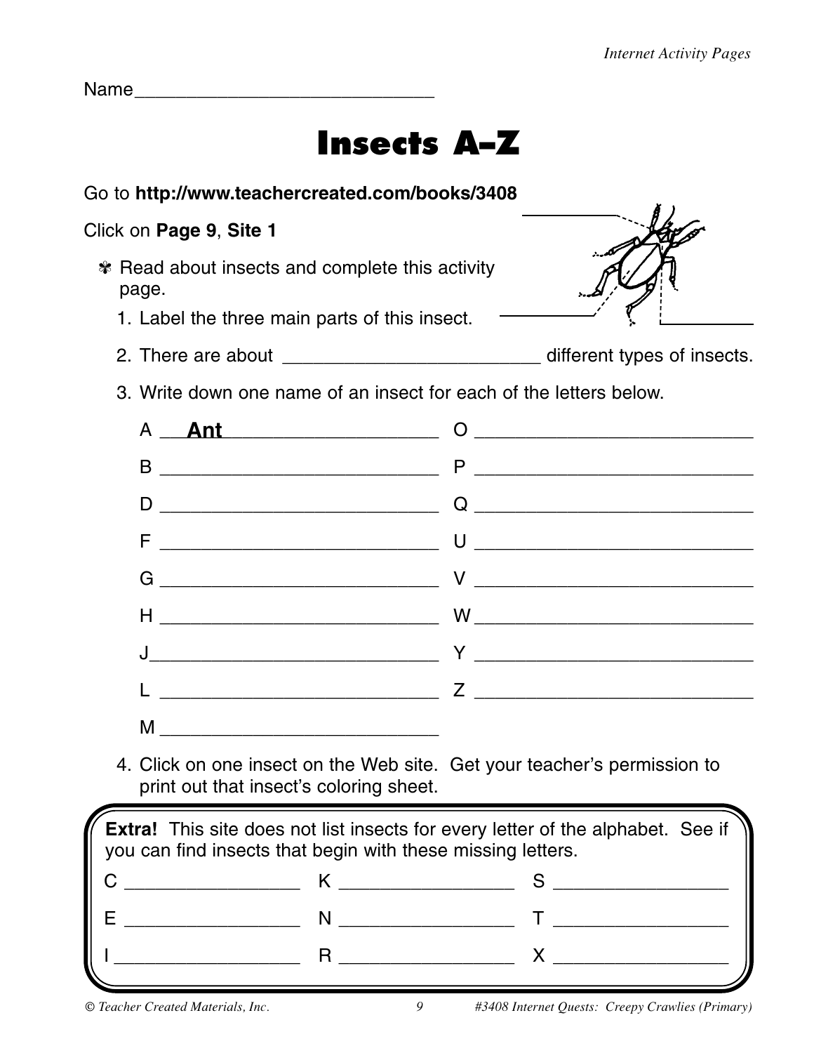Name______________________________

# Insects A–Z

Go to **http://www.teachercreated.com/books/3408**

Click on **Page 9**, **Site 1**

✾ Read about insects and complete this activity page.

1. Label the three main parts of this insect.
2. There are about __________________________ different types of insects.
3. Write down one name of an insect for each of the letters below.

A **Ant**____________________ O ____________________________

B ____________________________ P ____________________________

D ____________________________ Q ____________________________

F ____________________________ U ____________________________

G ____________________________ V ____________________________

H ____________________________ W ____________________________

J____________________________ Y ____________________________

L ____________________________ Z ____________________________

M ____________________________

4. Click on one insect on the Web site. Get your teacher's permission to print out that insect's coloring sheet.

**Extra!** This site does not list insects for every letter of the alphabet. See if you can find insects that begin with these missing letters.

C _________________ K _________________ S _________________

E _________________ N _________________ T _________________

I __________________ R _________________ X _________________